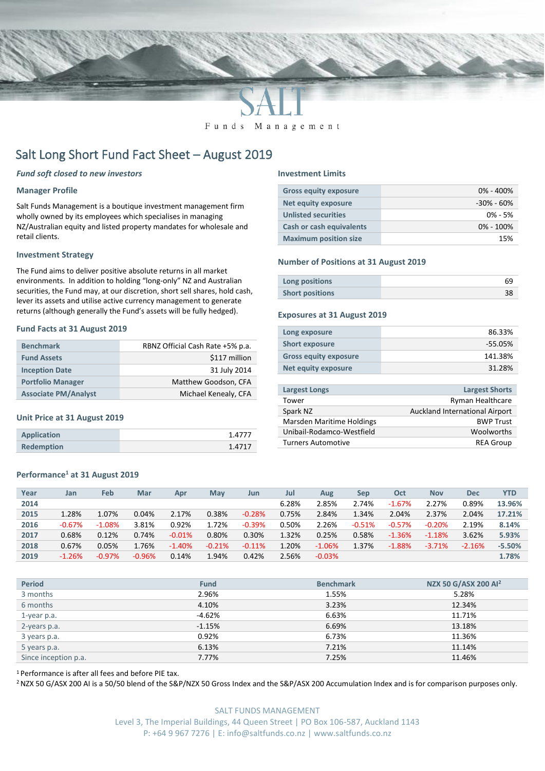# Salt Long Short Fund Fact Sheet – August 2019

***Fund soft closed to new investors***

## Manager Profile

Salt Funds Management is a boutique investment management firm wholly owned by its employees which specialises in managing NZ/Australian equity and listed property mandates for wholesale and retail clients.

## Investment Strategy

The Fund aims to deliver positive absolute returns in all market environments. In addition to holding "long-only" NZ and Australian securities, the Fund may, at our discretion, short sell shares, hold cash, lever its assets and utilise active currency management to generate returns (although generally the Fund's assets will be fully hedged).

## Fund Facts at 31 August 2019

| | |
|---|---|
| **Benchmark** | RBNZ Official Cash Rate +5% p.a. |
| **Fund Assets** | $117 million |
| **Inception Date** | 31 July 2014 |
| **Portfolio Manager** | Matthew Goodson, CFA |
| **Associate PM/Analyst** | Michael Kenealy, CFA |

## Unit Price at 31 August 2019

| | |
|---|---|
| **Application** | 1.4777 |
| **Redemption** | 1.4717 |

## Investment Limits

| | |
|---|---|
| **Gross equity exposure** | 0% - 400% |
| **Net equity exposure** | -30% - 60% |
| **Unlisted securities** | 0% - 5% |
| **Cash or cash equivalents** | 0% - 100% |
| **Maximum position size** | 15% |

## Number of Positions at 31 August 2019

| | |
|---|---|
| **Long positions** | 69 |
| **Short positions** | 38 |

## Exposures at 31 August 2019

| | |
|---|---|
| **Long exposure** | 86.33% |
| **Short exposure** | -55.05% |
| **Gross equity exposure** | 141.38% |
| **Net equity exposure** | 31.28% |

| Largest Longs | Largest Shorts |
|---|---|
| Tower | Ryman Healthcare |
| Spark NZ | Auckland International Airport |
| Marsden Maritime Holdings | BWP Trust |
| Unibail-Rodamco-Westfield | Woolworths |
| Turners Automotive | REA Group |

## Performance[1] at 31 August 2019

| Year | Jan | Feb | Mar | Apr | May | Jun | Jul | Aug | Sep | Oct | Nov | Dec | YTD |
|---|---|---|---|---|---|---|---|---|---|---|---|---|---|
| **2014** | | | | | | | 6.28% | 2.85% | 2.74% | -1.67% | 2.27% | 0.89% | **13.96%** |
| **2015** | 1.28% | 1.07% | 0.04% | 2.17% | 0.38% | -0.28% | 0.75% | 2.84% | 1.34% | 2.04% | 2.37% | 2.04% | **17.21%** |
| **2016** | -0.67% | -1.08% | 3.81% | 0.92% | 1.72% | -0.39% | 0.50% | 2.26% | -0.51% | -0.57% | -0.20% | 2.19% | **8.14%** |
| **2017** | 0.68% | 0.12% | 0.74% | -0.01% | 0.80% | 0.30% | 1.32% | 0.25% | 0.58% | -1.36% | -1.18% | 3.62% | **5.93%** |
| **2018** | 0.67% | 0.05% | 1.76% | -1.40% | -0.21% | -0.11% | 1.20% | -1.06% | 1.37% | -1.88% | -3.71% | -2.16% | **-5.50%** |
| **2019** | -1.26% | -0.97% | -0.96% | 0.14% | 1.94% | 0.42% | 2.56% | -0.03% | | | | | **1.78%** |

| Period | Fund | Benchmark | NZX 50 G/ASX 200 AI[2] |
|---|---|---|---|
| 3 months | 2.96% | 1.55% | 5.28% |
| 6 months | 4.10% | 3.23% | 12.34% |
| 1-year p.a. | -4.62% | 6.63% | 11.71% |
| 2-years p.a. | -1.15% | 6.69% | 13.18% |
| 3 years p.a. | 0.92% | 6.73% | 11.36% |
| 5 years p.a. | 6.13% | 7.21% | 11.14% |
| Since inception p.a. | 7.77% | 7.25% | 11.46% |

[1] Performance is after all fees and before PIE tax.

[2] NZX 50 G/ASX 200 AI is a 50/50 blend of the S&P/NZX 50 Gross Index and the S&P/ASX 200 Accumulation Index and is for comparison purposes only.

SALT FUNDS MANAGEMENT
Level 3, The Imperial Buildings, 44 Queen Street | PO Box 106-587, Auckland 1143
P: +64 9 967 7276 | E: info@saltfunds.co.nz | www.saltfunds.co.nz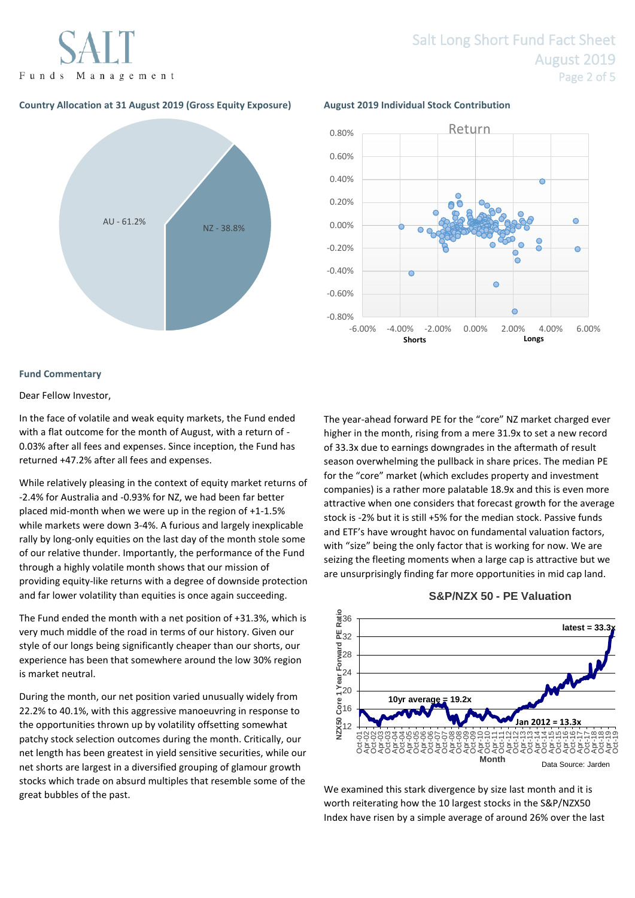### Country Allocation at 31 August 2019 (Gross Equity Exposure)

AU - 61.2%

NZ - 38.8%

### August 2019 Individual Stock Contribution

Return

Shorts | Longs

## Fund Commentary

Dear Fellow Investor,

In the face of volatile and weak equity markets, the Fund ended with a flat outcome for the month of August, with a return of -0.03% after all fees and expenses. Since inception, the Fund has returned +47.2% after all fees and expenses.

While relatively pleasing in the context of equity market returns of -2.4% for Australia and -0.93% for NZ, we had been far better placed mid-month when we were up in the region of +1-1.5% while markets were down 3-4%. A furious and largely inexplicable rally by long-only equities on the last day of the month stole some of our relative thunder. Importantly, the performance of the Fund through a highly volatile month shows that our mission of providing equity-like returns with a degree of downside protection and far lower volatility than equities is once again succeeding.

The Fund ended the month with a net position of +31.3%, which is very much middle of the road in terms of our history. Given our style of our longs being significantly cheaper than our shorts, our experience has been that somewhere around the low 30% region is market neutral.

During the month, our net position varied unusually widely from 22.2% to 40.1%, with this aggressive manoeuvring in response to the opportunities thrown up by volatility offsetting somewhat patchy stock selection outcomes during the month. Critically, our net length has been greatest in yield sensitive securities, while our net shorts are largest in a diversified grouping of glamour growth stocks which trade on absurd multiples that resemble some of the great bubbles of the past.

The year-ahead forward PE for the "core" NZ market charged ever higher in the month, rising from a mere 31.9x to set a new record of 33.3x due to earnings downgrades in the aftermath of result season overwhelming the pullback in share prices. The median PE for the "core" market (which excludes property and investment companies) is a rather more palatable 18.9x and this is even more attractive when one considers that forecast growth for the average stock is -2% but it is still +5% for the median stock. Passive funds and ETF's have wrought havoc on fundamental valuation factors, with "size" being the only factor that is working for now. We are seizing the fleeting moments when a large cap is attractive but we are unsurprisingly finding far more opportunities in mid cap land.

### S&P/NZX 50 - PE Valuation

latest = 33.3x

10yr average = 19.2x

Jan 2012 = 13.3x

Data Source: Jarden

We examined this stark divergence by size last month and it is worth reiterating how the 10 largest stocks in the S&P/NZX50 Index have risen by a simple average of around 26% over the last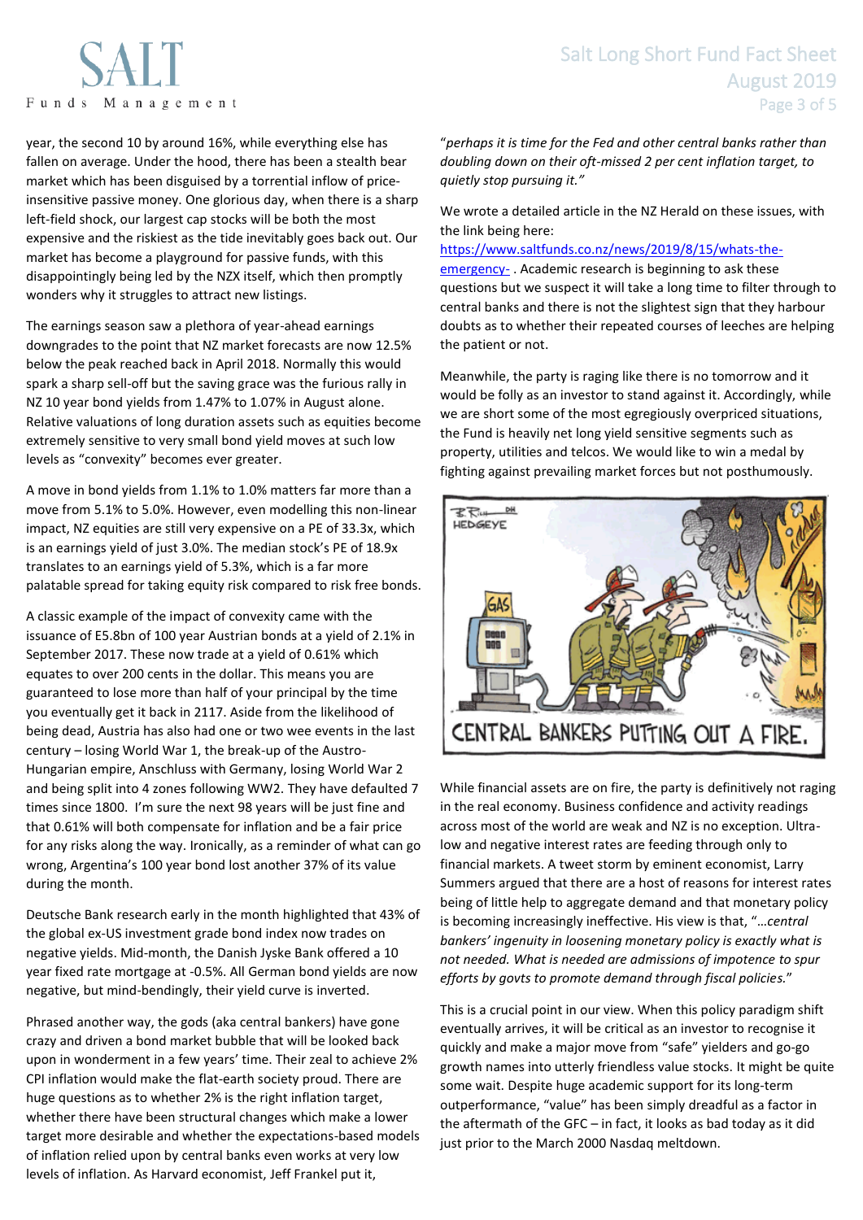year, the second 10 by around 16%, while everything else has fallen on average. Under the hood, there has been a stealth bear market which has been disguised by a torrential inflow of price-insensitive passive money. One glorious day, when there is a sharp left-field shock, our largest cap stocks will be both the most expensive and the riskiest as the tide inevitably goes back out. Our market has become a playground for passive funds, with this disappointingly being led by the NZX itself, which then promptly wonders why it struggles to attract new listings.

The earnings season saw a plethora of year-ahead earnings downgrades to the point that NZ market forecasts are now 12.5% below the peak reached back in April 2018. Normally this would spark a sharp sell-off but the saving grace was the furious rally in NZ 10 year bond yields from 1.47% to 1.07% in August alone. Relative valuations of long duration assets such as equities become extremely sensitive to very small bond yield moves at such low levels as "convexity" becomes ever greater.

A move in bond yields from 1.1% to 1.0% matters far more than a move from 5.1% to 5.0%. However, even modelling this non-linear impact, NZ equities are still very expensive on a PE of 33.3x, which is an earnings yield of just 3.0%. The median stock's PE of 18.9x translates to an earnings yield of 5.3%, which is a far more palatable spread for taking equity risk compared to risk free bonds.

A classic example of the impact of convexity came with the issuance of E5.8bn of 100 year Austrian bonds at a yield of 2.1% in September 2017. These now trade at a yield of 0.61% which equates to over 200 cents in the dollar. This means you are guaranteed to lose more than half of your principal by the time you eventually get it back in 2117. Aside from the likelihood of being dead, Austria has also had one or two wee events in the last century – losing World War 1, the break-up of the Austro-Hungarian empire, Anschluss with Germany, losing World War 2 and being split into 4 zones following WW2. They have defaulted 7 times since 1800. I'm sure the next 98 years will be just fine and that 0.61% will both compensate for inflation and be a fair price for any risks along the way. Ironically, as a reminder of what can go wrong, Argentina's 100 year bond lost another 37% of its value during the month.

Deutsche Bank research early in the month highlighted that 43% of the global ex-US investment grade bond index now trades on negative yields. Mid-month, the Danish Jyske Bank offered a 10 year fixed rate mortgage at -0.5%. All German bond yields are now negative, but mind-bendingly, their yield curve is inverted.

Phrased another way, the gods (aka central bankers) have gone crazy and driven a bond market bubble that will be looked back upon in wonderment in a few years' time. Their zeal to achieve 2% CPI inflation would make the flat-earth society proud. There are huge questions as to whether 2% is the right inflation target, whether there have been structural changes which make a lower target more desirable and whether the expectations-based models of inflation relied upon by central banks even works at very low levels of inflation. As Harvard economist, Jeff Frankel put it, "*perhaps it is time for the Fed and other central banks rather than doubling down on their oft-missed 2 per cent inflation target, to quietly stop pursuing it.*"

We wrote a detailed article in the NZ Herald on these issues, with the link being here: https://www.saltfunds.co.nz/news/2019/8/15/whats-the-emergency- . Academic research is beginning to ask these questions but we suspect it will take a long time to filter through to central banks and there is not the slightest sign that they harbour doubts as to whether their repeated courses of leeches are helping the patient or not.

Meanwhile, the party is raging like there is no tomorrow and it would be folly as an investor to stand against it. Accordingly, while we are short some of the most egregiously overpriced situations, the Fund is heavily net long yield sensitive segments such as property, utilities and telcos. We would like to win a medal by fighting against prevailing market forces but not posthumously.

While financial assets are on fire, the party is definitively not raging in the real economy. Business confidence and activity readings across most of the world are weak and NZ is no exception. Ultra-low and negative interest rates are feeding through only to financial markets. A tweet storm by eminent economist, Larry Summers argued that there are a host of reasons for interest rates being of little help to aggregate demand and that monetary policy is becoming increasingly ineffective. His view is that, "*…central bankers' ingenuity in loosening monetary policy is exactly what is not needed. What is needed are admissions of impotence to spur efforts by govts to promote demand through fiscal policies.*"

This is a crucial point in our view. When this policy paradigm shift eventually arrives, it will be critical as an investor to recognise it quickly and make a major move from "safe" yielders and go-go growth names into utterly friendless value stocks. It might be quite some wait. Despite huge academic support for its long-term outperformance, "value" has been simply dreadful as a factor in the aftermath of the GFC – in fact, it looks as bad today as it did just prior to the March 2000 Nasdaq meltdown.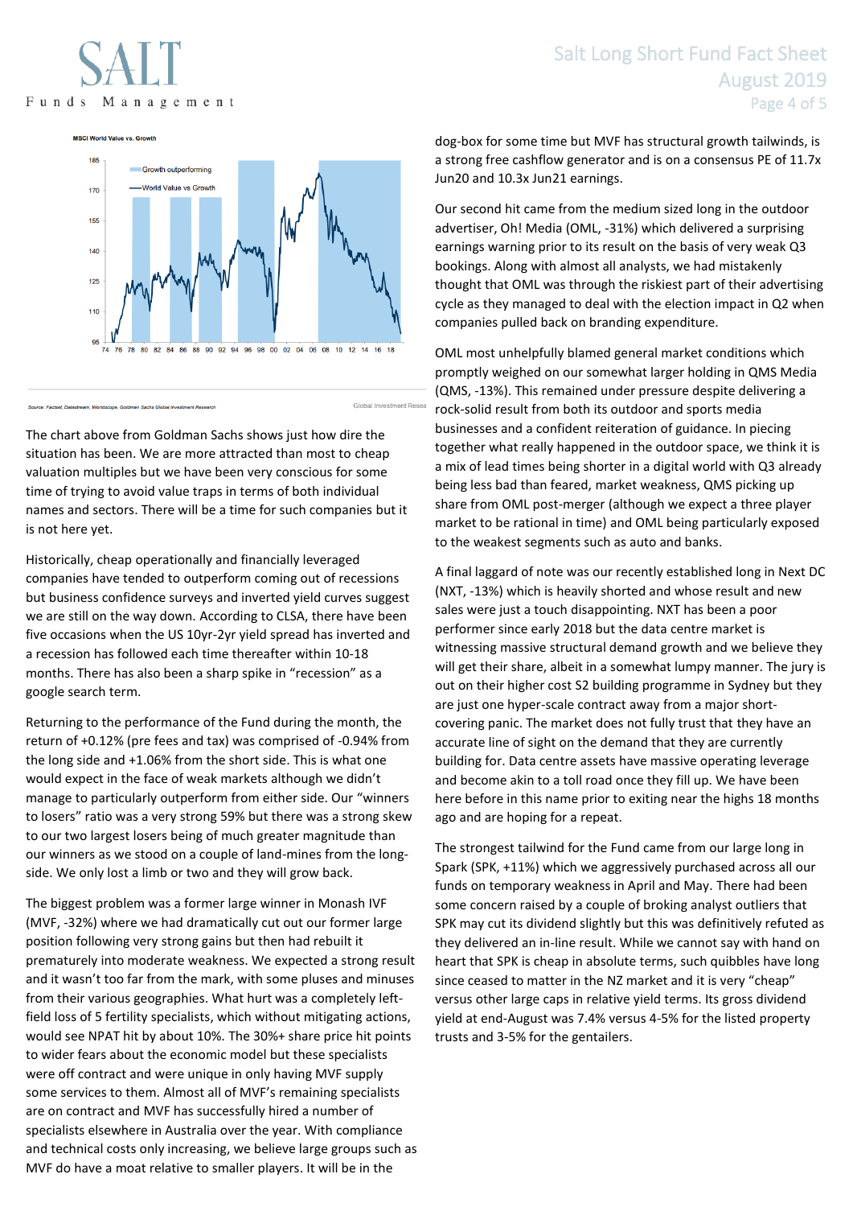MSCI World Value vs. Growth

Source: Factset, Datastream, Worldscope, Goldman Sachs Global Investment Research

The chart above from Goldman Sachs shows just how dire the situation has been. We are more attracted than most to cheap valuation multiples but we have been very conscious for some time of trying to avoid value traps in terms of both individual names and sectors. There will be a time for such companies but it is not here yet.

Historically, cheap operationally and financially leveraged companies have tended to outperform coming out of recessions but business confidence surveys and inverted yield curves suggest we are still on the way down. According to CLSA, there have been five occasions when the US 10yr-2yr yield spread has inverted and a recession has followed each time thereafter within 10-18 months. There has also been a sharp spike in "recession" as a google search term.

Returning to the performance of the Fund during the month, the return of +0.12% (pre fees and tax) was comprised of -0.94% from the long side and +1.06% from the short side. This is what one would expect in the face of weak markets although we didn't manage to particularly outperform from either side. Our "winners to losers" ratio was a very strong 59% but there was a strong skew to our two largest losers being of much greater magnitude than our winners as we stood on a couple of land-mines from the long-side. We only lost a limb or two and they will grow back.

The biggest problem was a former large winner in Monash IVF (MVF, -32%) where we had dramatically cut out our former large position following very strong gains but then had rebuilt it prematurely into moderate weakness. We expected a strong result and it wasn't too far from the mark, with some pluses and minuses from their various geographies. What hurt was a completely left-field loss of 5 fertility specialists, which without mitigating actions, would see NPAT hit by about 10%. The 30%+ share price hit points to wider fears about the economic model but these specialists were off contract and were unique in only having MVF supply some services to them. Almost all of MVF's remaining specialists are on contract and MVF has successfully hired a number of specialists elsewhere in Australia over the year. With compliance and technical costs only increasing, we believe large groups such as MVF do have a moat relative to smaller players. It will be in the dog-box for some time but MVF has structural growth tailwinds, is a strong free cashflow generator and is on a consensus PE of 11.7x Jun20 and 10.3x Jun21 earnings.

Our second hit came from the medium sized long in the outdoor advertiser, Oh! Media (OML, -31%) which delivered a surprising earnings warning prior to its result on the basis of very weak Q3 bookings. Along with almost all analysts, we had mistakenly thought that OML was through the riskiest part of their advertising cycle as they managed to deal with the election impact in Q2 when companies pulled back on branding expenditure.

OML most unhelpfully blamed general market conditions which promptly weighed on our somewhat larger holding in QMS Media (QMS, -13%). This remained under pressure despite delivering a rock-solid result from both its outdoor and sports media businesses and a confident reiteration of guidance. In piecing together what really happened in the outdoor space, we think it is a mix of lead times being shorter in a digital world with Q3 already being less bad than feared, market weakness, QMS picking up share from OML post-merger (although we expect a three player market to be rational in time) and OML being particularly exposed to the weakest segments such as auto and banks.

A final laggard of note was our recently established long in Next DC (NXT, -13%) which is heavily shorted and whose result and new sales were just a touch disappointing. NXT has been a poor performer since early 2018 but the data centre market is witnessing massive structural demand growth and we believe they will get their share, albeit in a somewhat lumpy manner. The jury is out on their higher cost S2 building programme in Sydney but they are just one hyper-scale contract away from a major short-covering panic. The market does not fully trust that they have an accurate line of sight on the demand that they are currently building for. Data centre assets have massive operating leverage and become akin to a toll road once they fill up. We have been here before in this name prior to exiting near the highs 18 months ago and are hoping for a repeat.

The strongest tailwind for the Fund came from our large long in Spark (SPK, +11%) which we aggressively purchased across all our funds on temporary weakness in April and May. There had been some concern raised by a couple of broking analyst outliers that SPK may cut its dividend slightly but this was definitively refuted as they delivered an in-line result. While we cannot say with hand on heart that SPK is cheap in absolute terms, such quibbles have long since ceased to matter in the NZ market and it is very "cheap" versus other large caps in relative yield terms. Its gross dividend yield at end-August was 7.4% versus 4-5% for the listed property trusts and 3-5% for the gentailers.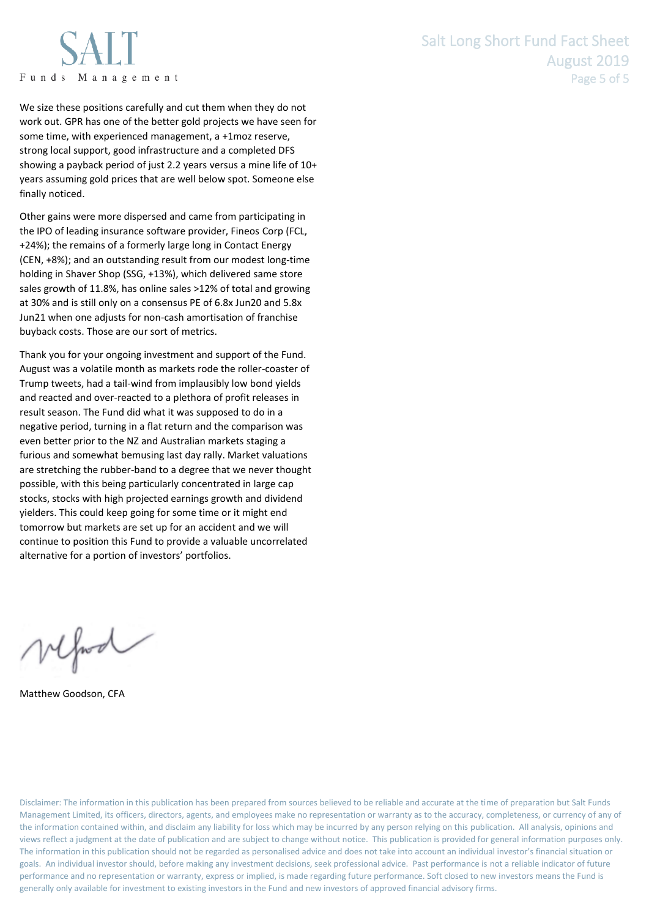We size these positions carefully and cut them when they do not work out. GPR has one of the better gold projects we have seen for some time, with experienced management, a +1moz reserve, strong local support, good infrastructure and a completed DFS showing a payback period of just 2.2 years versus a mine life of 10+ years assuming gold prices that are well below spot. Someone else finally noticed.

Other gains were more dispersed and came from participating in the IPO of leading insurance software provider, Fineos Corp (FCL, +24%); the remains of a formerly large long in Contact Energy (CEN, +8%); and an outstanding result from our modest long-time holding in Shaver Shop (SSG, +13%), which delivered same store sales growth of 11.8%, has online sales >12% of total and growing at 30% and is still only on a consensus PE of 6.8x Jun20 and 5.8x Jun21 when one adjusts for non-cash amortisation of franchise buyback costs. Those are our sort of metrics.

Thank you for your ongoing investment and support of the Fund. August was a volatile month as markets rode the roller-coaster of Trump tweets, had a tail-wind from implausibly low bond yields and reacted and over-reacted to a plethora of profit releases in result season. The Fund did what it was supposed to do in a negative period, turning in a flat return and the comparison was even better prior to the NZ and Australian markets staging a furious and somewhat bemusing last day rally. Market valuations are stretching the rubber-band to a degree that we never thought possible, with this being particularly concentrated in large cap stocks, stocks with high projected earnings growth and dividend yielders. This could keep going for some time or it might end tomorrow but markets are set up for an accident and we will continue to position this Fund to provide a valuable uncorrelated alternative for a portion of investors' portfolios.

Matthew Goodson, CFA

Disclaimer: The information in this publication has been prepared from sources believed to be reliable and accurate at the time of preparation but Salt Funds Management Limited, its officers, directors, agents, and employees make no representation or warranty as to the accuracy, completeness, or currency of any of the information contained within, and disclaim any liability for loss which may be incurred by any person relying on this publication. All analysis, opinions and views reflect a judgment at the date of publication and are subject to change without notice. This publication is provided for general information purposes only. The information in this publication should not be regarded as personalised advice and does not take into account an individual investor's financial situation or goals. An individual investor should, before making any investment decisions, seek professional advice. Past performance is not a reliable indicator of future performance and no representation or warranty, express or implied, is made regarding future performance. Soft closed to new investors means the Fund is generally only available for investment to existing investors in the Fund and new investors of approved financial advisory firms.